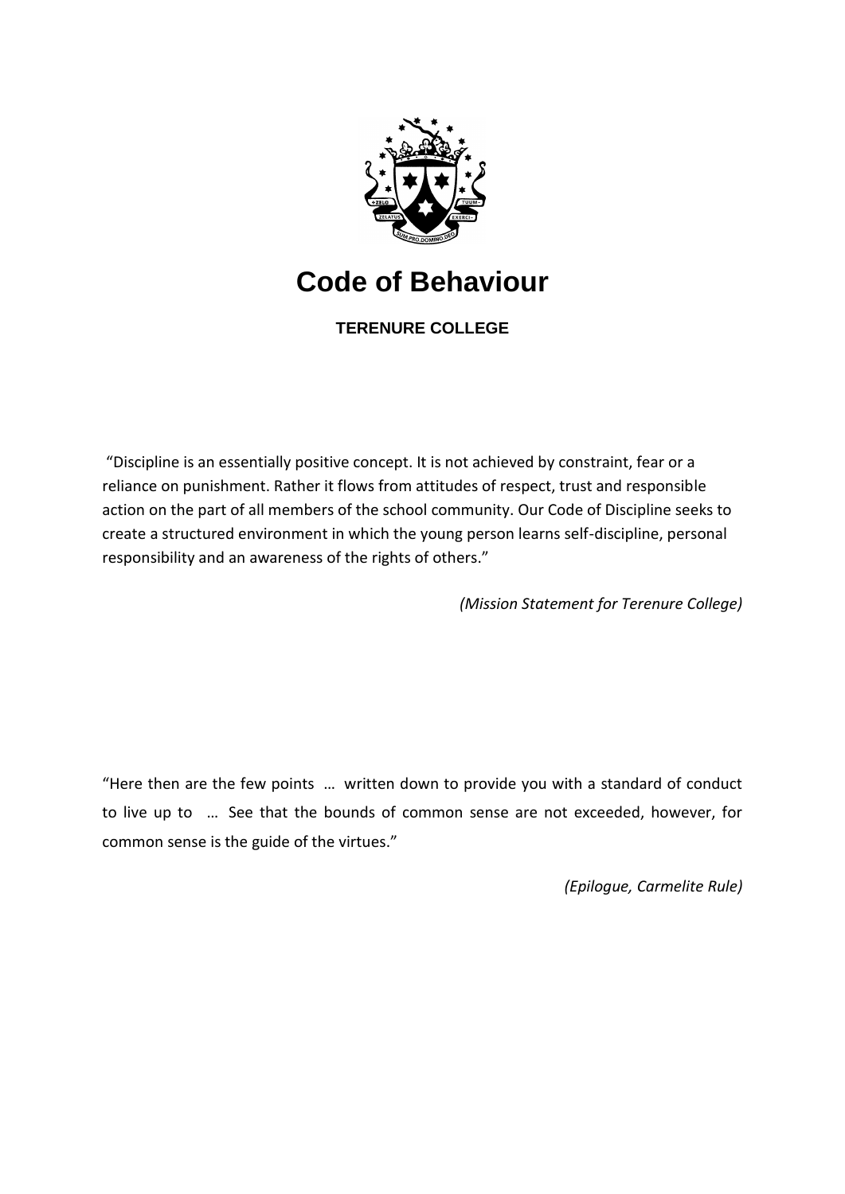# Code of Behaviour

**TERENURE COLLEGE**

"Discipline is an essentially positive concept. It is not achieved by constraint, fear or a reliance on punishment. Rather it flows from attitudes of respect, trust and responsible action on the part of all members of the school community. Our Code of Discipline seeks to create a structured environment in which the young person learns self-discipline, personal responsibility and an awareness of the rights of others."

*(Mission Statement for Terenure College)*

"Here then are the few points … written down to provide you with a standard of conduct to live up to … See that the bounds of common sense are not exceeded, however, for common sense is the guide of the virtues."

*(Epilogue, Carmelite Rule)*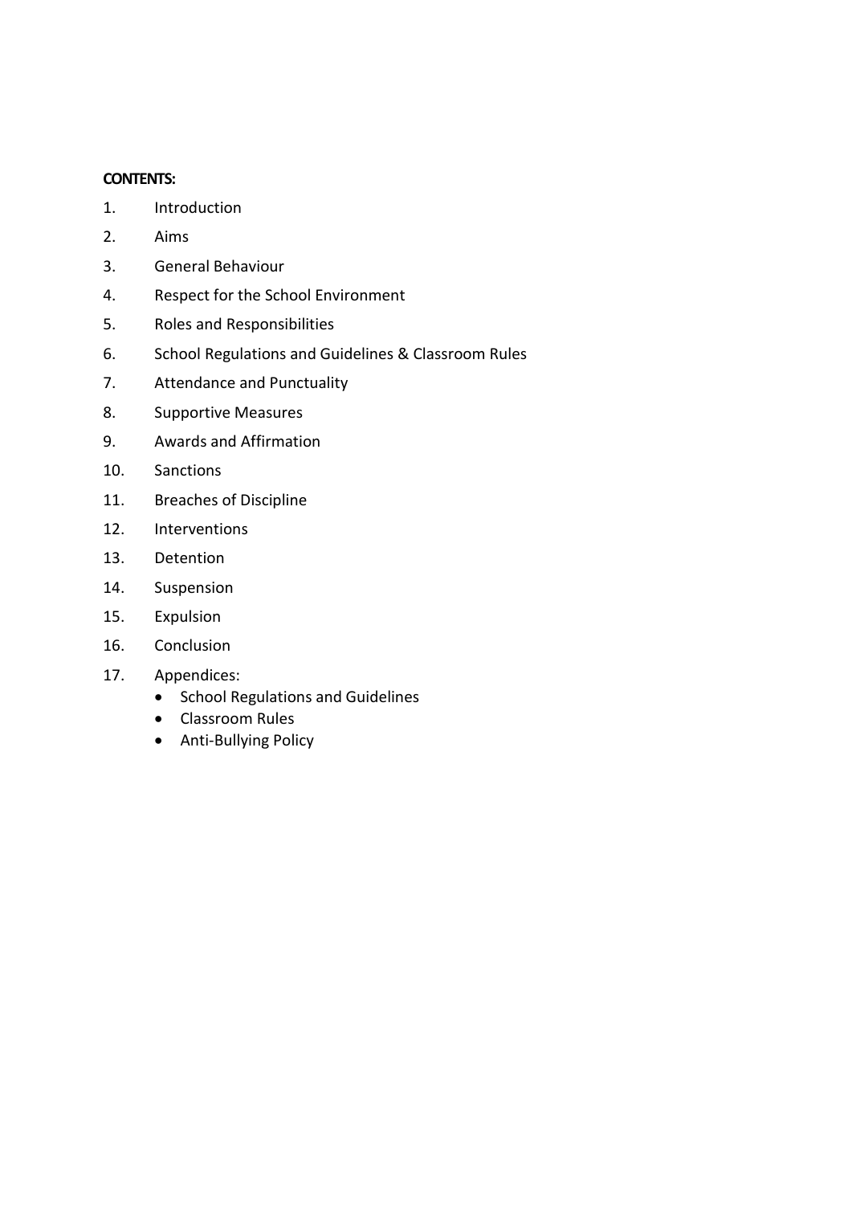**CONTENTS:**

1. Introduction
2. Aims
3. General Behaviour
4. Respect for the School Environment
5. Roles and Responsibilities
6. School Regulations and Guidelines & Classroom Rules
7. Attendance and Punctuality
8. Supportive Measures
9. Awards and Affirmation
10. Sanctions
11. Breaches of Discipline
12. Interventions
13. Detention
14. Suspension
15. Expulsion
16. Conclusion
17. Appendices:
    - School Regulations and Guidelines
    - Classroom Rules
    - Anti-Bullying Policy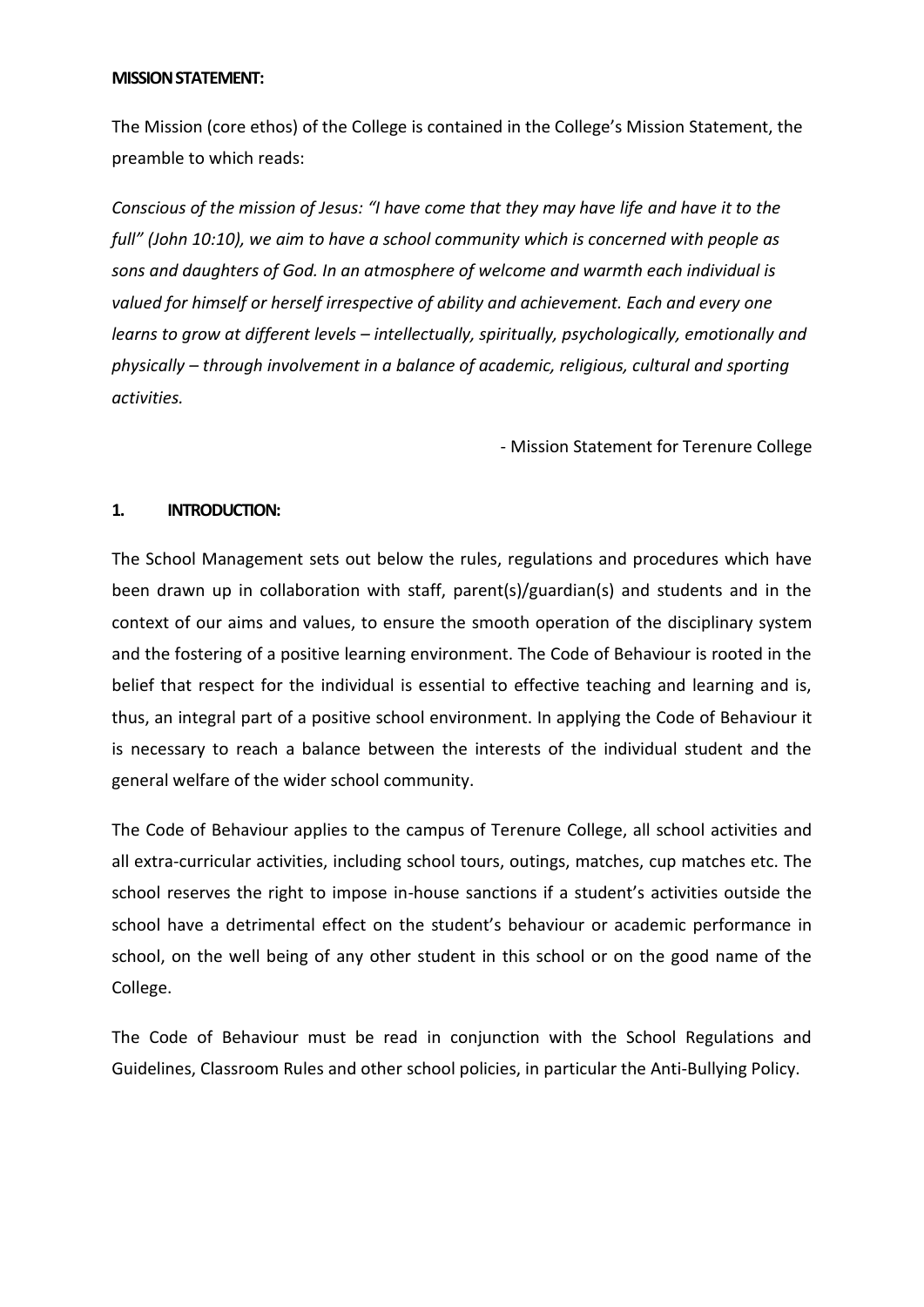**MISSION STATEMENT:**

The Mission (core ethos) of the College is contained in the College's Mission Statement, the preamble to which reads:

*Conscious of the mission of Jesus: "I have come that they may have life and have it to the full" (John 10:10), we aim to have a school community which is concerned with people as sons and daughters of God. In an atmosphere of welcome and warmth each individual is valued for himself or herself irrespective of ability and achievement. Each and every one learns to grow at different levels – intellectually, spiritually, psychologically, emotionally and physically – through involvement in a balance of academic, religious, cultural and sporting activities.*

- Mission Statement for Terenure College

## 1. INTRODUCTION:

The School Management sets out below the rules, regulations and procedures which have been drawn up in collaboration with staff, parent(s)/guardian(s) and students and in the context of our aims and values, to ensure the smooth operation of the disciplinary system and the fostering of a positive learning environment. The Code of Behaviour is rooted in the belief that respect for the individual is essential to effective teaching and learning and is, thus, an integral part of a positive school environment. In applying the Code of Behaviour it is necessary to reach a balance between the interests of the individual student and the general welfare of the wider school community.

The Code of Behaviour applies to the campus of Terenure College, all school activities and all extra-curricular activities, including school tours, outings, matches, cup matches etc. The school reserves the right to impose in-house sanctions if a student's activities outside the school have a detrimental effect on the student's behaviour or academic performance in school, on the well being of any other student in this school or on the good name of the College.

The Code of Behaviour must be read in conjunction with the School Regulations and Guidelines, Classroom Rules and other school policies, in particular the Anti-Bullying Policy.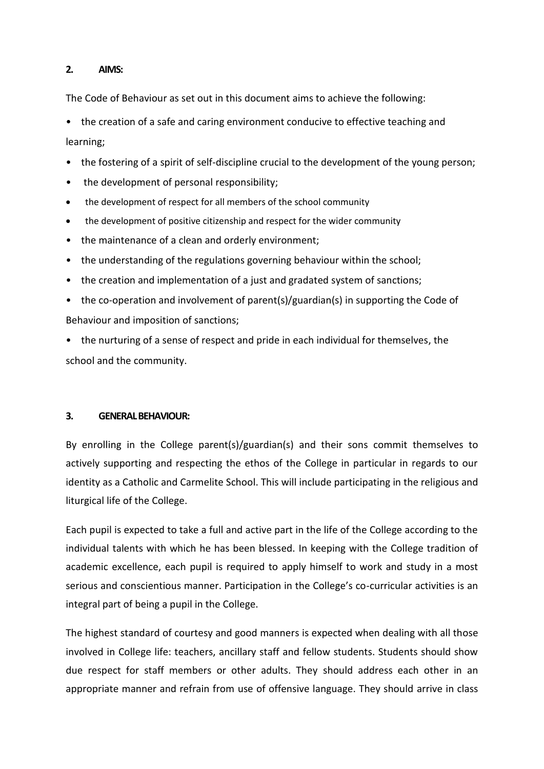## 2. AIMS:

The Code of Behaviour as set out in this document aims to achieve the following:

- the creation of a safe and caring environment conducive to effective teaching and learning;
- the fostering of a spirit of self-discipline crucial to the development of the young person;
- the development of personal responsibility;
- the development of respect for all members of the school community
- the development of positive citizenship and respect for the wider community
- the maintenance of a clean and orderly environment;
- the understanding of the regulations governing behaviour within the school;
- the creation and implementation of a just and gradated system of sanctions;
- the co-operation and involvement of parent(s)/guardian(s) in supporting the Code of Behaviour and imposition of sanctions;
- the nurturing of a sense of respect and pride in each individual for themselves, the school and the community.

## 3. GENERAL BEHAVIOUR:

By enrolling in the College parent(s)/guardian(s) and their sons commit themselves to actively supporting and respecting the ethos of the College in particular in regards to our identity as a Catholic and Carmelite School. This will include participating in the religious and liturgical life of the College.

Each pupil is expected to take a full and active part in the life of the College according to the individual talents with which he has been blessed. In keeping with the College tradition of academic excellence, each pupil is required to apply himself to work and study in a most serious and conscientious manner. Participation in the College's co-curricular activities is an integral part of being a pupil in the College.

The highest standard of courtesy and good manners is expected when dealing with all those involved in College life: teachers, ancillary staff and fellow students. Students should show due respect for staff members or other adults. They should address each other in an appropriate manner and refrain from use of offensive language. They should arrive in class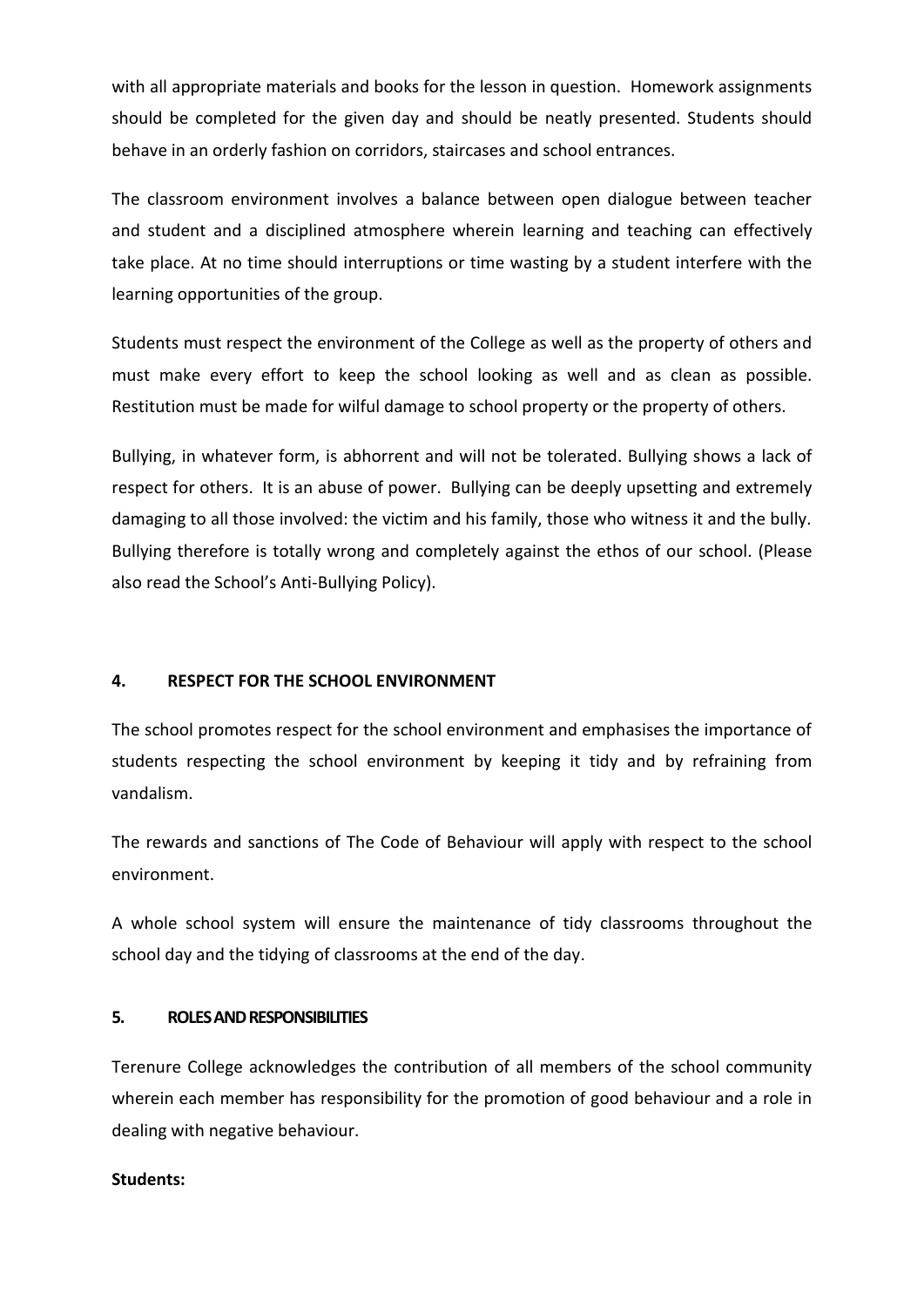with all appropriate materials and books for the lesson in question. Homework assignments should be completed for the given day and should be neatly presented. Students should behave in an orderly fashion on corridors, staircases and school entrances.

The classroom environment involves a balance between open dialogue between teacher and student and a disciplined atmosphere wherein learning and teaching can effectively take place. At no time should interruptions or time wasting by a student interfere with the learning opportunities of the group.

Students must respect the environment of the College as well as the property of others and must make every effort to keep the school looking as well and as clean as possible. Restitution must be made for wilful damage to school property or the property of others.

Bullying, in whatever form, is abhorrent and will not be tolerated. Bullying shows a lack of respect for others. It is an abuse of power. Bullying can be deeply upsetting and extremely damaging to all those involved: the victim and his family, those who witness it and the bully. Bullying therefore is totally wrong and completely against the ethos of our school. (Please also read the School's Anti-Bullying Policy).

## 4. RESPECT FOR THE SCHOOL ENVIRONMENT

The school promotes respect for the school environment and emphasises the importance of students respecting the school environment by keeping it tidy and by refraining from vandalism.

The rewards and sanctions of The Code of Behaviour will apply with respect to the school environment.

A whole school system will ensure the maintenance of tidy classrooms throughout the school day and the tidying of classrooms at the end of the day.

## 5. ROLES AND RESPONSIBILITIES

Terenure College acknowledges the contribution of all members of the school community wherein each member has responsibility for the promotion of good behaviour and a role in dealing with negative behaviour.

**Students:**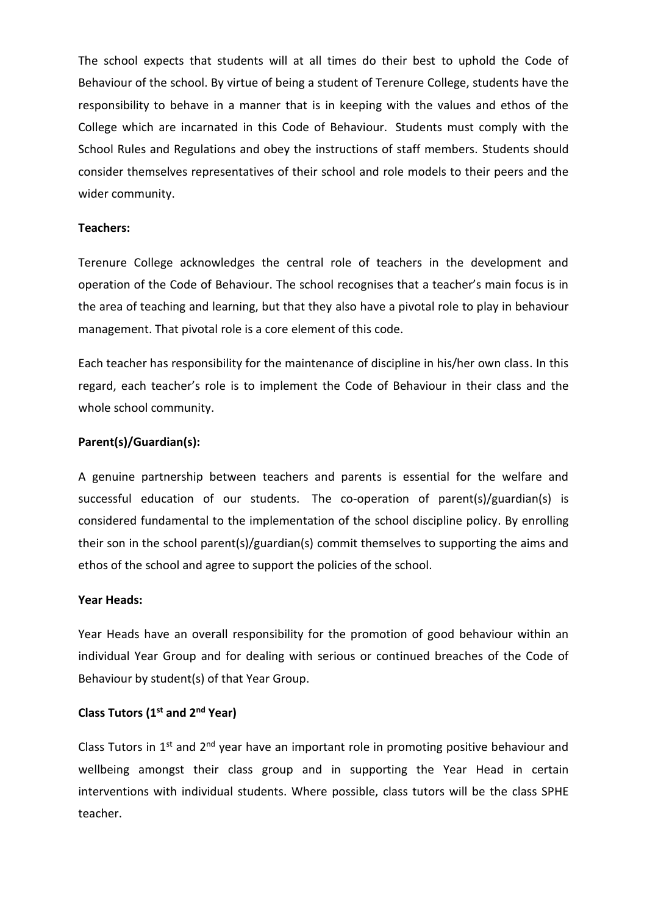The school expects that students will at all times do their best to uphold the Code of Behaviour of the school. By virtue of being a student of Terenure College, students have the responsibility to behave in a manner that is in keeping with the values and ethos of the College which are incarnated in this Code of Behaviour. Students must comply with the School Rules and Regulations and obey the instructions of staff members. Students should consider themselves representatives of their school and role models to their peers and the wider community.

**Teachers:**

Terenure College acknowledges the central role of teachers in the development and operation of the Code of Behaviour. The school recognises that a teacher's main focus is in the area of teaching and learning, but that they also have a pivotal role to play in behaviour management. That pivotal role is a core element of this code.

Each teacher has responsibility for the maintenance of discipline in his/her own class. In this regard, each teacher's role is to implement the Code of Behaviour in their class and the whole school community.

**Parent(s)/Guardian(s):**

A genuine partnership between teachers and parents is essential for the welfare and successful education of our students. The co-operation of parent(s)/guardian(s) is considered fundamental to the implementation of the school discipline policy. By enrolling their son in the school parent(s)/guardian(s) commit themselves to supporting the aims and ethos of the school and agree to support the policies of the school.

**Year Heads:**

Year Heads have an overall responsibility for the promotion of good behaviour within an individual Year Group and for dealing with serious or continued breaches of the Code of Behaviour by student(s) of that Year Group.

**Class Tutors (1st and 2nd Year)**

Class Tutors in 1st and 2nd year have an important role in promoting positive behaviour and wellbeing amongst their class group and in supporting the Year Head in certain interventions with individual students. Where possible, class tutors will be the class SPHE teacher.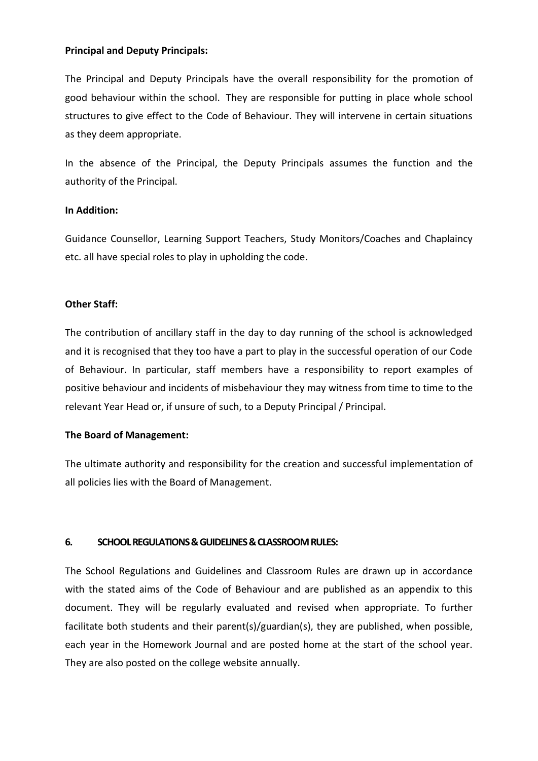**Principal and Deputy Principals:**

The Principal and Deputy Principals have the overall responsibility for the promotion of good behaviour within the school. They are responsible for putting in place whole school structures to give effect to the Code of Behaviour. They will intervene in certain situations as they deem appropriate.

In the absence of the Principal, the Deputy Principals assumes the function and the authority of the Principal.

**In Addition:**

Guidance Counsellor, Learning Support Teachers, Study Monitors/Coaches and Chaplaincy etc. all have special roles to play in upholding the code.

**Other Staff:**

The contribution of ancillary staff in the day to day running of the school is acknowledged and it is recognised that they too have a part to play in the successful operation of our Code of Behaviour. In particular, staff members have a responsibility to report examples of positive behaviour and incidents of misbehaviour they may witness from time to time to the relevant Year Head or, if unsure of such, to a Deputy Principal / Principal.

**The Board of Management:**

The ultimate authority and responsibility for the creation and successful implementation of all policies lies with the Board of Management.

## 6. SCHOOL REGULATIONS & GUIDELINES & CLASSROOM RULES:

The School Regulations and Guidelines and Classroom Rules are drawn up in accordance with the stated aims of the Code of Behaviour and are published as an appendix to this document. They will be regularly evaluated and revised when appropriate. To further facilitate both students and their parent(s)/guardian(s), they are published, when possible, each year in the Homework Journal and are posted home at the start of the school year. They are also posted on the college website annually.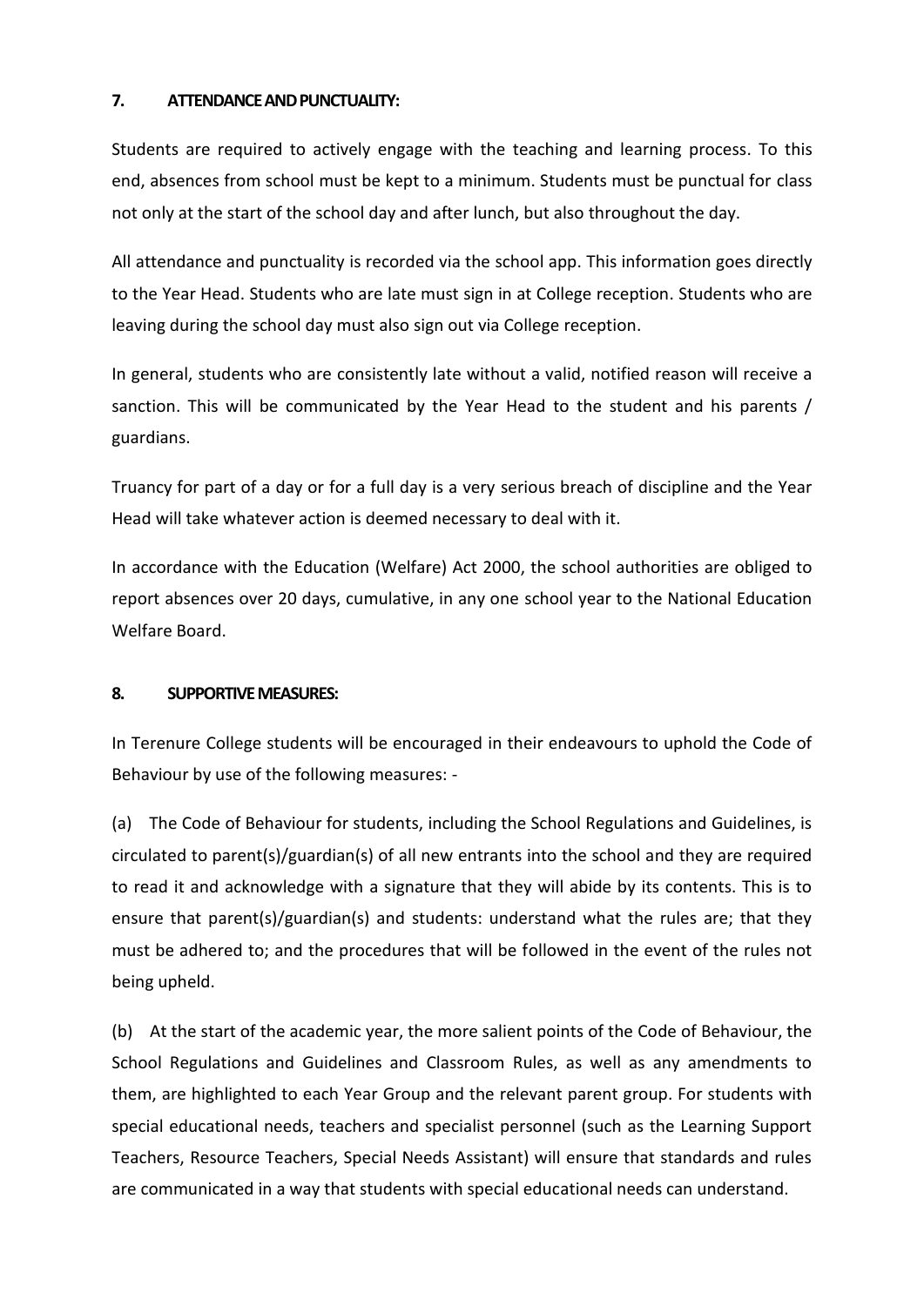## 7. ATTENDANCE AND PUNCTUALITY:

Students are required to actively engage with the teaching and learning process. To this end, absences from school must be kept to a minimum. Students must be punctual for class not only at the start of the school day and after lunch, but also throughout the day.

All attendance and punctuality is recorded via the school app. This information goes directly to the Year Head. Students who are late must sign in at College reception. Students who are leaving during the school day must also sign out via College reception.

In general, students who are consistently late without a valid, notified reason will receive a sanction. This will be communicated by the Year Head to the student and his parents / guardians.

Truancy for part of a day or for a full day is a very serious breach of discipline and the Year Head will take whatever action is deemed necessary to deal with it.

In accordance with the Education (Welfare) Act 2000, the school authorities are obliged to report absences over 20 days, cumulative, in any one school year to the National Education Welfare Board.

## 8. SUPPORTIVE MEASURES:

In Terenure College students will be encouraged in their endeavours to uphold the Code of Behaviour by use of the following measures: -

(a) The Code of Behaviour for students, including the School Regulations and Guidelines, is circulated to parent(s)/guardian(s) of all new entrants into the school and they are required to read it and acknowledge with a signature that they will abide by its contents. This is to ensure that parent(s)/guardian(s) and students: understand what the rules are; that they must be adhered to; and the procedures that will be followed in the event of the rules not being upheld.

(b) At the start of the academic year, the more salient points of the Code of Behaviour, the School Regulations and Guidelines and Classroom Rules, as well as any amendments to them, are highlighted to each Year Group and the relevant parent group. For students with special educational needs, teachers and specialist personnel (such as the Learning Support Teachers, Resource Teachers, Special Needs Assistant) will ensure that standards and rules are communicated in a way that students with special educational needs can understand.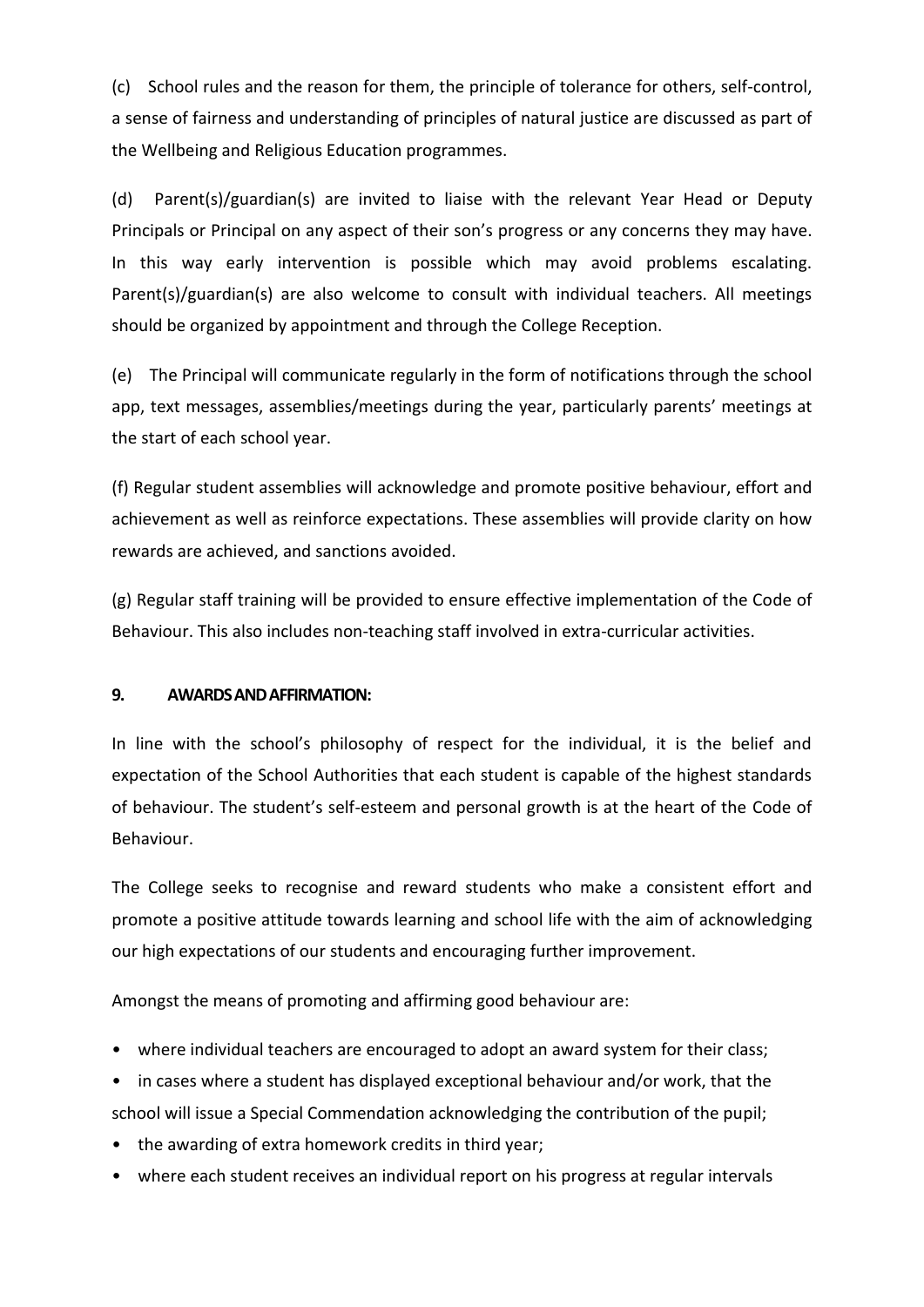(c) School rules and the reason for them, the principle of tolerance for others, self-control, a sense of fairness and understanding of principles of natural justice are discussed as part of the Wellbeing and Religious Education programmes.

(d) Parent(s)/guardian(s) are invited to liaise with the relevant Year Head or Deputy Principals or Principal on any aspect of their son's progress or any concerns they may have. In this way early intervention is possible which may avoid problems escalating. Parent(s)/guardian(s) are also welcome to consult with individual teachers. All meetings should be organized by appointment and through the College Reception.

(e) The Principal will communicate regularly in the form of notifications through the school app, text messages, assemblies/meetings during the year, particularly parents' meetings at the start of each school year.

(f) Regular student assemblies will acknowledge and promote positive behaviour, effort and achievement as well as reinforce expectations. These assemblies will provide clarity on how rewards are achieved, and sanctions avoided.

(g) Regular staff training will be provided to ensure effective implementation of the Code of Behaviour. This also includes non-teaching staff involved in extra-curricular activities.

## 9. AWARDS AND AFFIRMATION:

In line with the school's philosophy of respect for the individual, it is the belief and expectation of the School Authorities that each student is capable of the highest standards of behaviour. The student's self-esteem and personal growth is at the heart of the Code of Behaviour.

The College seeks to recognise and reward students who make a consistent effort and promote a positive attitude towards learning and school life with the aim of acknowledging our high expectations of our students and encouraging further improvement.

Amongst the means of promoting and affirming good behaviour are:

- where individual teachers are encouraged to adopt an award system for their class;
- in cases where a student has displayed exceptional behaviour and/or work, that the school will issue a Special Commendation acknowledging the contribution of the pupil;
- the awarding of extra homework credits in third year;
- where each student receives an individual report on his progress at regular intervals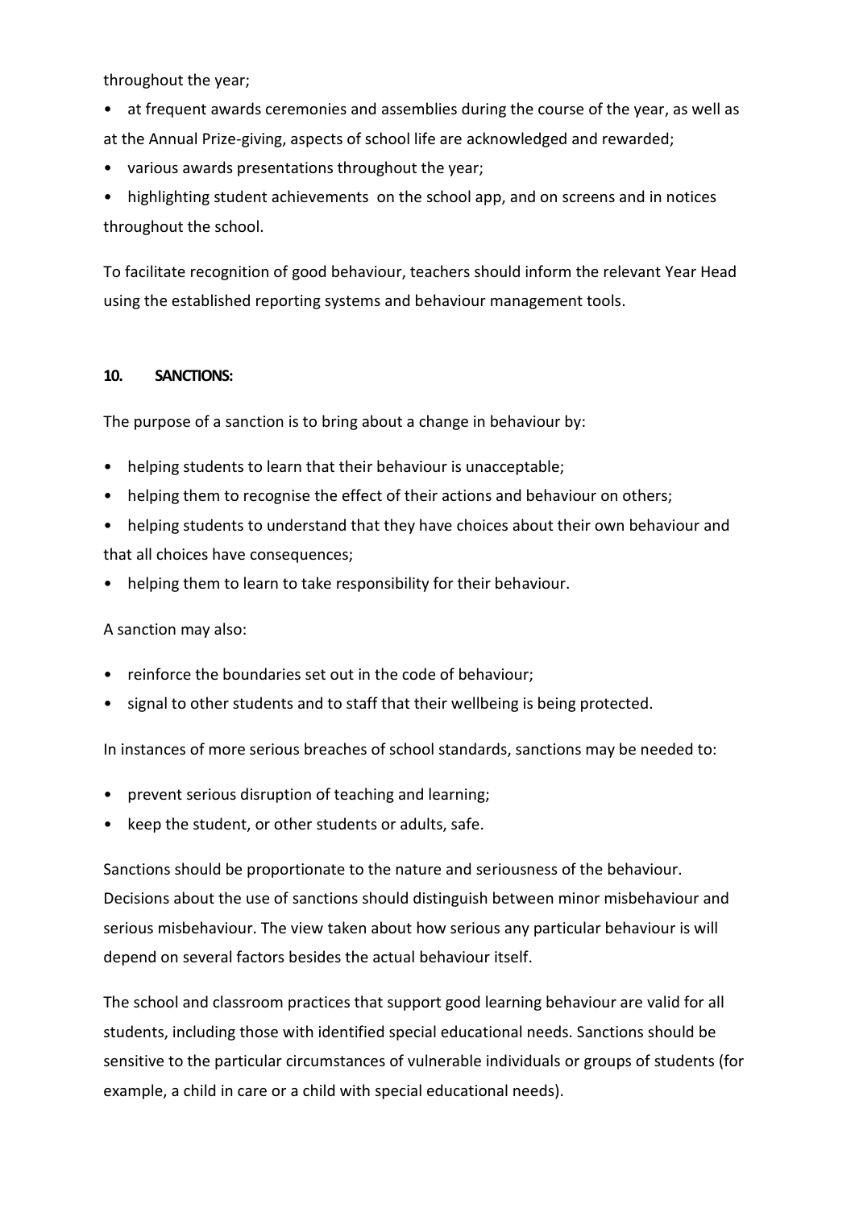throughout the year;

- at frequent awards ceremonies and assemblies during the course of the year, as well as at the Annual Prize-giving, aspects of school life are acknowledged and rewarded;
- various awards presentations throughout the year;
- highlighting student achievements on the school app, and on screens and in notices throughout the school.

To facilitate recognition of good behaviour, teachers should inform the relevant Year Head using the established reporting systems and behaviour management tools.

## 10. SANCTIONS:

The purpose of a sanction is to bring about a change in behaviour by:

- helping students to learn that their behaviour is unacceptable;
- helping them to recognise the effect of their actions and behaviour on others;
- helping students to understand that they have choices about their own behaviour and that all choices have consequences;
- helping them to learn to take responsibility for their behaviour.

A sanction may also:

- reinforce the boundaries set out in the code of behaviour;
- signal to other students and to staff that their wellbeing is being protected.

In instances of more serious breaches of school standards, sanctions may be needed to:

- prevent serious disruption of teaching and learning;
- keep the student, or other students or adults, safe.

Sanctions should be proportionate to the nature and seriousness of the behaviour. Decisions about the use of sanctions should distinguish between minor misbehaviour and serious misbehaviour. The view taken about how serious any particular behaviour is will depend on several factors besides the actual behaviour itself.

The school and classroom practices that support good learning behaviour are valid for all students, including those with identified special educational needs. Sanctions should be sensitive to the particular circumstances of vulnerable individuals or groups of students (for example, a child in care or a child with special educational needs).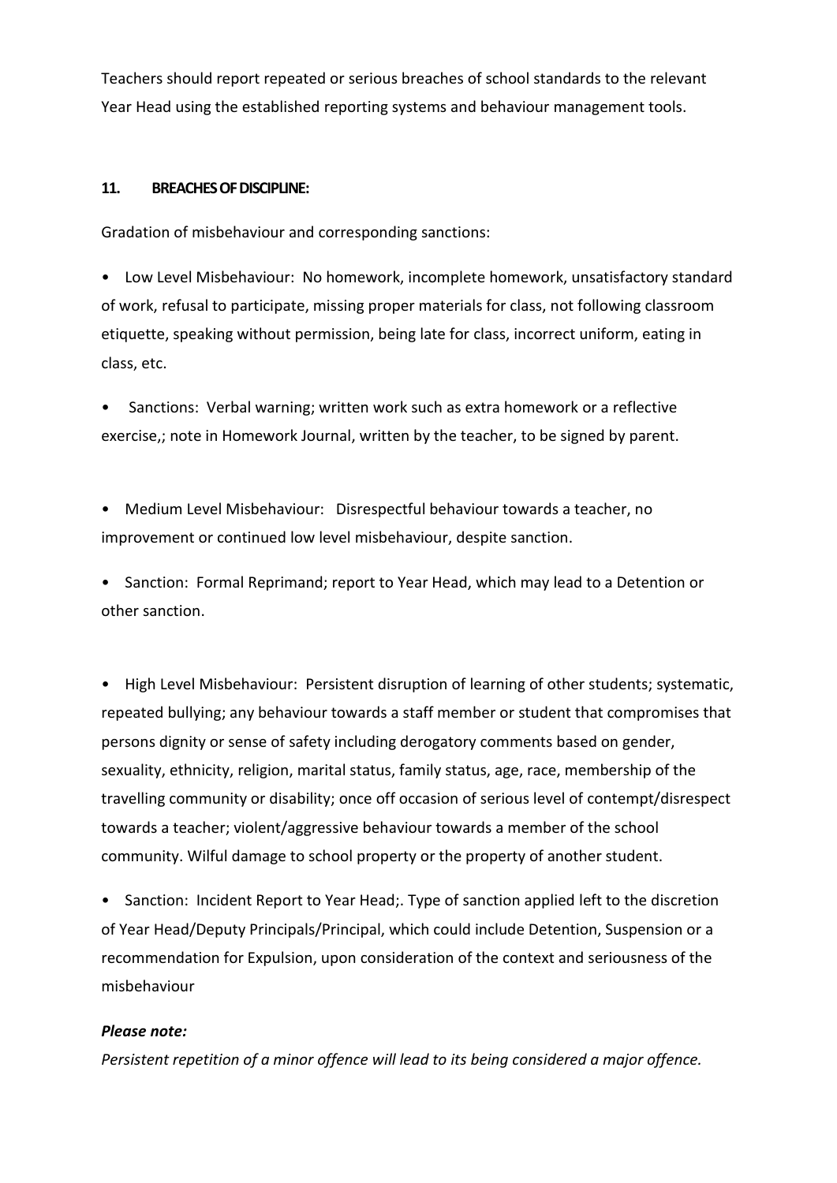Teachers should report repeated or serious breaches of school standards to the relevant Year Head using the established reporting systems and behaviour management tools.

## 11. BREACHES OF DISCIPLINE:

Gradation of misbehaviour and corresponding sanctions:

- Low Level Misbehaviour: No homework, incomplete homework, unsatisfactory standard of work, refusal to participate, missing proper materials for class, not following classroom etiquette, speaking without permission, being late for class, incorrect uniform, eating in class, etc.

- Sanctions: Verbal warning; written work such as extra homework or a reflective exercise,; note in Homework Journal, written by the teacher, to be signed by parent.

- Medium Level Misbehaviour: Disrespectful behaviour towards a teacher, no improvement or continued low level misbehaviour, despite sanction.

- Sanction: Formal Reprimand; report to Year Head, which may lead to a Detention or other sanction.

- High Level Misbehaviour: Persistent disruption of learning of other students; systematic, repeated bullying; any behaviour towards a staff member or student that compromises that persons dignity or sense of safety including derogatory comments based on gender, sexuality, ethnicity, religion, marital status, family status, age, race, membership of the travelling community or disability; once off occasion of serious level of contempt/disrespect towards a teacher; violent/aggressive behaviour towards a member of the school community. Wilful damage to school property or the property of another student.

- Sanction: Incident Report to Year Head;. Type of sanction applied left to the discretion of Year Head/Deputy Principals/Principal, which could include Detention, Suspension or a recommendation for Expulsion, upon consideration of the context and seriousness of the misbehaviour

***Please note:***

*Persistent repetition of a minor offence will lead to its being considered a major offence.*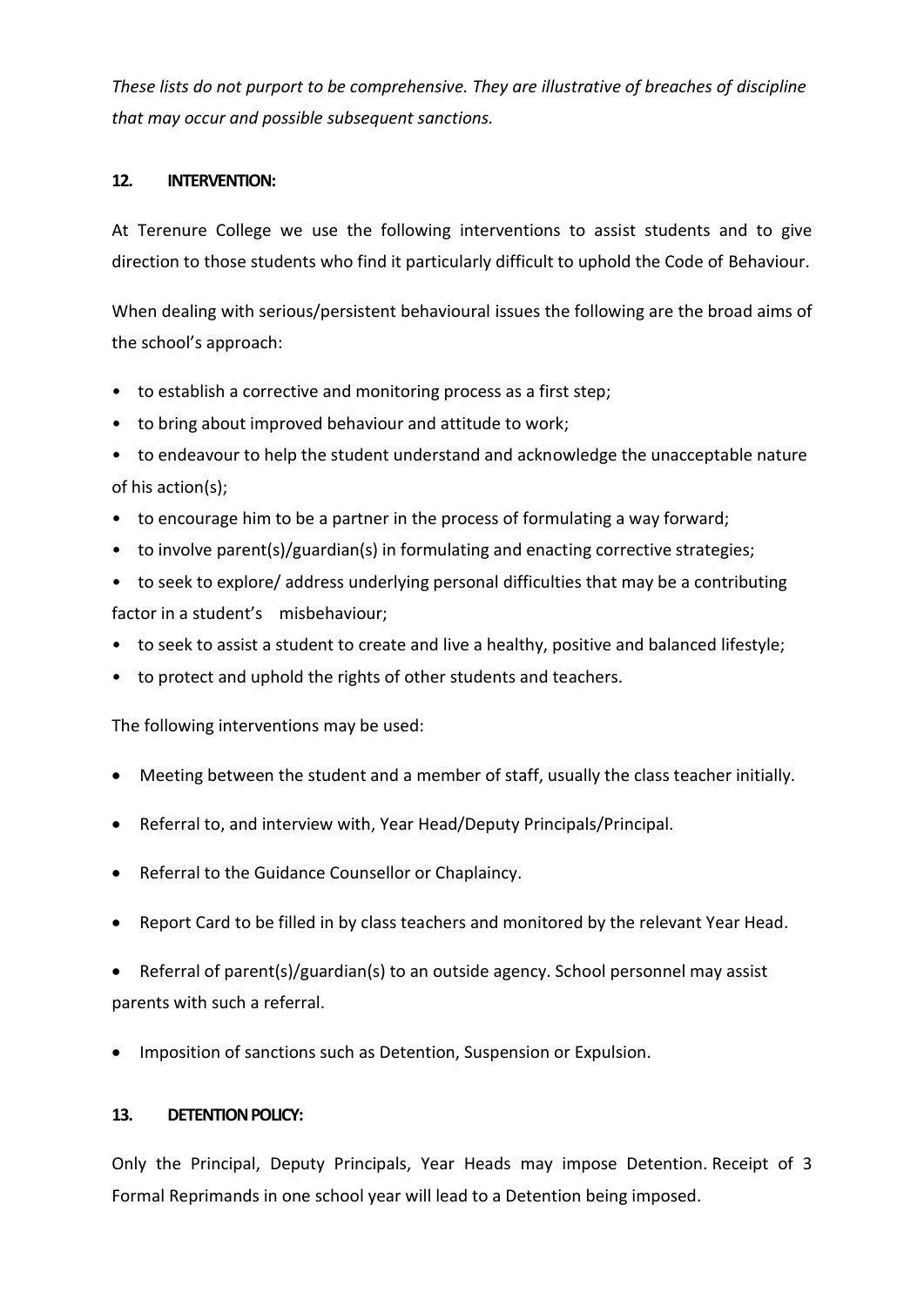*These lists do not purport to be comprehensive. They are illustrative of breaches of discipline that may occur and possible subsequent sanctions.*

## 12. INTERVENTION:

At Terenure College we use the following interventions to assist students and to give direction to those students who find it particularly difficult to uphold the Code of Behaviour.

When dealing with serious/persistent behavioural issues the following are the broad aims of the school's approach:

- to establish a corrective and monitoring process as a first step;
- to bring about improved behaviour and attitude to work;
- to endeavour to help the student understand and acknowledge the unacceptable nature of his action(s);
- to encourage him to be a partner in the process of formulating a way forward;
- to involve parent(s)/guardian(s) in formulating and enacting corrective strategies;
- to seek to explore/ address underlying personal difficulties that may be a contributing factor in a student's misbehaviour;
- to seek to assist a student to create and live a healthy, positive and balanced lifestyle;
- to protect and uphold the rights of other students and teachers.

The following interventions may be used:

- Meeting between the student and a member of staff, usually the class teacher initially.
- Referral to, and interview with, Year Head/Deputy Principals/Principal.
- Referral to the Guidance Counsellor or Chaplaincy.
- Report Card to be filled in by class teachers and monitored by the relevant Year Head.
- Referral of parent(s)/guardian(s) to an outside agency. School personnel may assist parents with such a referral.
- Imposition of sanctions such as Detention, Suspension or Expulsion.

## 13. DETENTION POLICY:

Only the Principal, Deputy Principals, Year Heads may impose Detention. Receipt of 3 Formal Reprimands in one school year will lead to a Detention being imposed.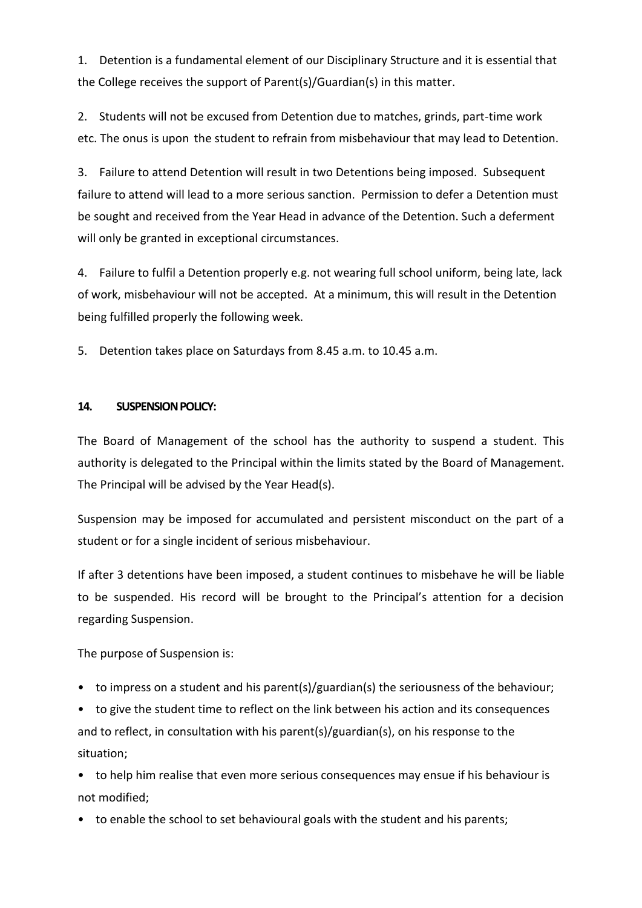1. Detention is a fundamental element of our Disciplinary Structure and it is essential that the College receives the support of Parent(s)/Guardian(s) in this matter.

2. Students will not be excused from Detention due to matches, grinds, part-time work etc. The onus is upon the student to refrain from misbehaviour that may lead to Detention.

3. Failure to attend Detention will result in two Detentions being imposed. Subsequent failure to attend will lead to a more serious sanction. Permission to defer a Detention must be sought and received from the Year Head in advance of the Detention. Such a deferment will only be granted in exceptional circumstances.

4. Failure to fulfil a Detention properly e.g. not wearing full school uniform, being late, lack of work, misbehaviour will not be accepted. At a minimum, this will result in the Detention being fulfilled properly the following week.

5. Detention takes place on Saturdays from 8.45 a.m. to 10.45 a.m.

## 14. SUSPENSION POLICY:

The Board of Management of the school has the authority to suspend a student. This authority is delegated to the Principal within the limits stated by the Board of Management. The Principal will be advised by the Year Head(s).

Suspension may be imposed for accumulated and persistent misconduct on the part of a student or for a single incident of serious misbehaviour.

If after 3 detentions have been imposed, a student continues to misbehave he will be liable to be suspended. His record will be brought to the Principal's attention for a decision regarding Suspension.

The purpose of Suspension is:

- to impress on a student and his parent(s)/guardian(s) the seriousness of the behaviour;
- to give the student time to reflect on the link between his action and its consequences and to reflect, in consultation with his parent(s)/guardian(s), on his response to the situation;
- to help him realise that even more serious consequences may ensue if his behaviour is not modified;
- to enable the school to set behavioural goals with the student and his parents;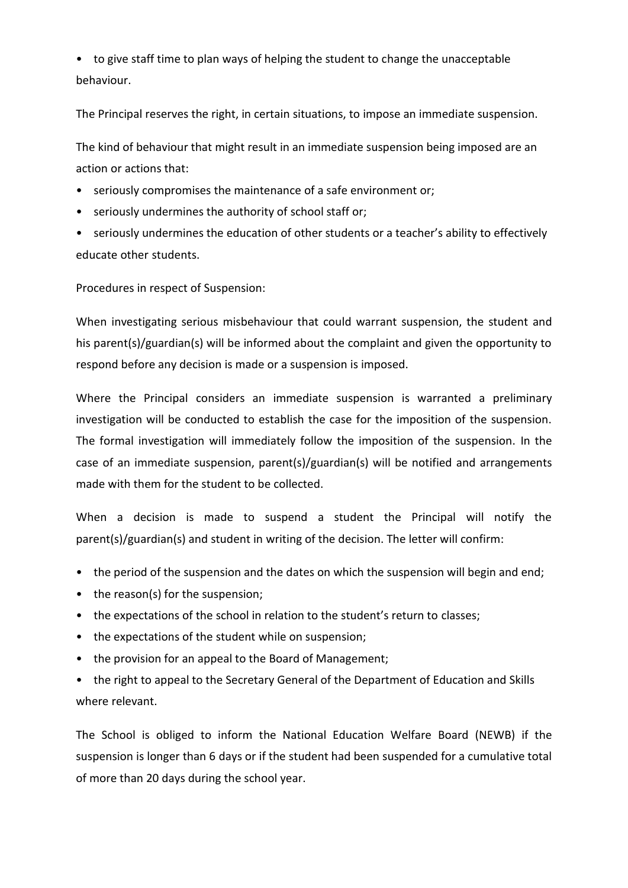- to give staff time to plan ways of helping the student to change the unacceptable behaviour.

The Principal reserves the right, in certain situations, to impose an immediate suspension.

The kind of behaviour that might result in an immediate suspension being imposed are an action or actions that:

- seriously compromises the maintenance of a safe environment or;
- seriously undermines the authority of school staff or;
- seriously undermines the education of other students or a teacher's ability to effectively educate other students.

Procedures in respect of Suspension:

When investigating serious misbehaviour that could warrant suspension, the student and his parent(s)/guardian(s) will be informed about the complaint and given the opportunity to respond before any decision is made or a suspension is imposed.

Where the Principal considers an immediate suspension is warranted a preliminary investigation will be conducted to establish the case for the imposition of the suspension. The formal investigation will immediately follow the imposition of the suspension. In the case of an immediate suspension, parent(s)/guardian(s) will be notified and arrangements made with them for the student to be collected.

When a decision is made to suspend a student the Principal will notify the parent(s)/guardian(s) and student in writing of the decision. The letter will confirm:

- the period of the suspension and the dates on which the suspension will begin and end;
- the reason(s) for the suspension;
- the expectations of the school in relation to the student's return to classes;
- the expectations of the student while on suspension;
- the provision for an appeal to the Board of Management;
- the right to appeal to the Secretary General of the Department of Education and Skills where relevant.

The School is obliged to inform the National Education Welfare Board (NEWB) if the suspension is longer than 6 days or if the student had been suspended for a cumulative total of more than 20 days during the school year.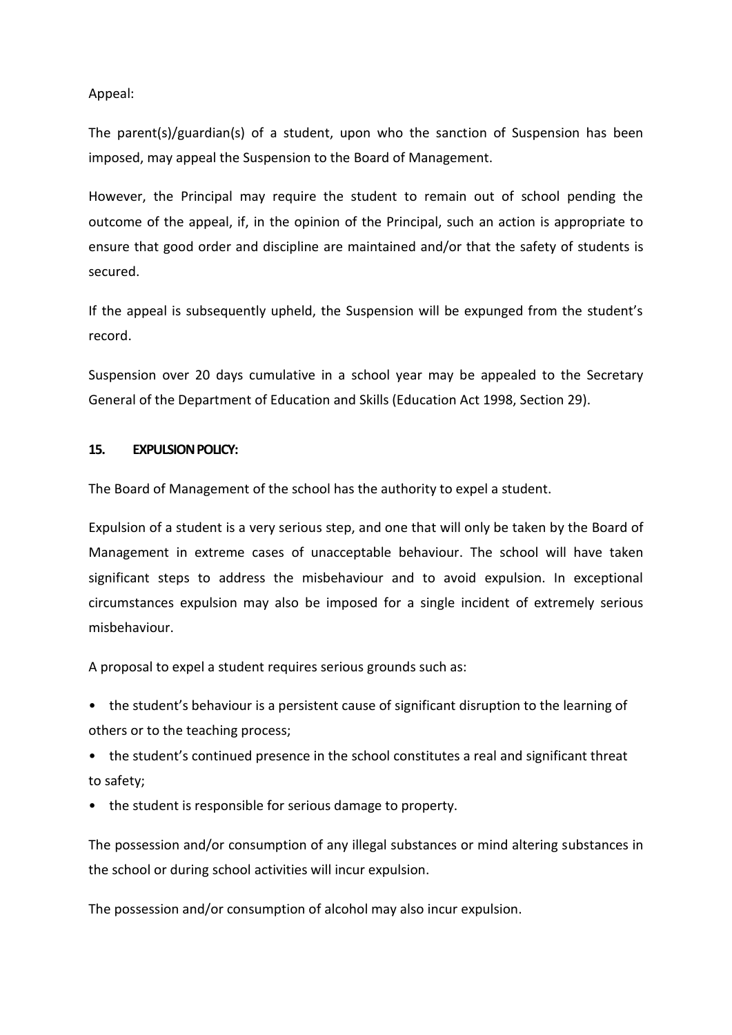Appeal:

The parent(s)/guardian(s) of a student, upon who the sanction of Suspension has been imposed, may appeal the Suspension to the Board of Management.

However, the Principal may require the student to remain out of school pending the outcome of the appeal, if, in the opinion of the Principal, such an action is appropriate to ensure that good order and discipline are maintained and/or that the safety of students is secured.

If the appeal is subsequently upheld, the Suspension will be expunged from the student's record.

Suspension over 20 days cumulative in a school year may be appealed to the Secretary General of the Department of Education and Skills (Education Act 1998, Section 29).

## 15. EXPULSION POLICY:

The Board of Management of the school has the authority to expel a student.

Expulsion of a student is a very serious step, and one that will only be taken by the Board of Management in extreme cases of unacceptable behaviour. The school will have taken significant steps to address the misbehaviour and to avoid expulsion. In exceptional circumstances expulsion may also be imposed for a single incident of extremely serious misbehaviour.

A proposal to expel a student requires serious grounds such as:

- the student's behaviour is a persistent cause of significant disruption to the learning of others or to the teaching process;
- the student's continued presence in the school constitutes a real and significant threat to safety;
- the student is responsible for serious damage to property.

The possession and/or consumption of any illegal substances or mind altering substances in the school or during school activities will incur expulsion.

The possession and/or consumption of alcohol may also incur expulsion.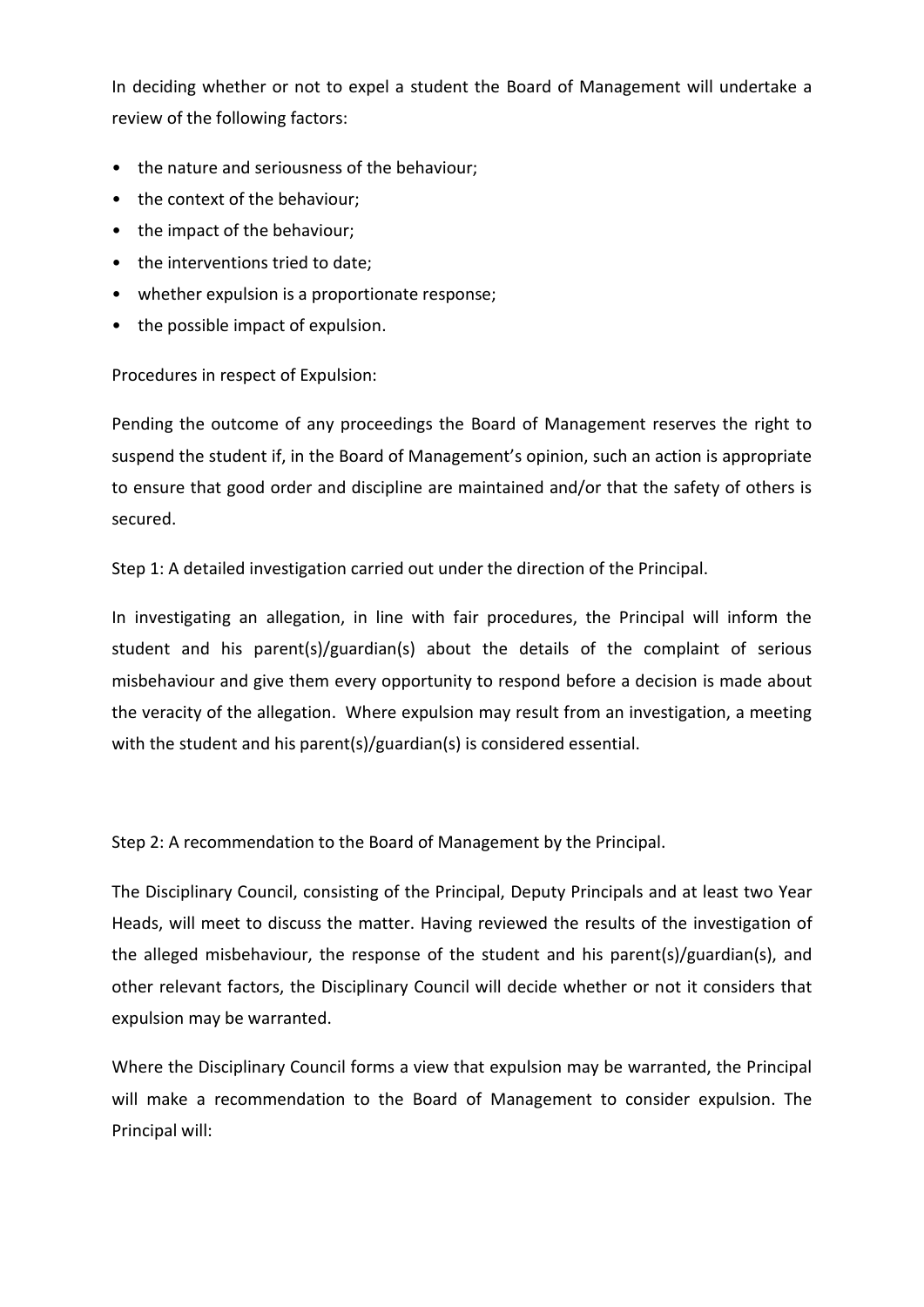In deciding whether or not to expel a student the Board of Management will undertake a review of the following factors:

- the nature and seriousness of the behaviour;
- the context of the behaviour;
- the impact of the behaviour;
- the interventions tried to date;
- whether expulsion is a proportionate response;
- the possible impact of expulsion.

Procedures in respect of Expulsion:

Pending the outcome of any proceedings the Board of Management reserves the right to suspend the student if, in the Board of Management's opinion, such an action is appropriate to ensure that good order and discipline are maintained and/or that the safety of others is secured.

Step 1: A detailed investigation carried out under the direction of the Principal.

In investigating an allegation, in line with fair procedures, the Principal will inform the student and his parent(s)/guardian(s) about the details of the complaint of serious misbehaviour and give them every opportunity to respond before a decision is made about the veracity of the allegation. Where expulsion may result from an investigation, a meeting with the student and his parent(s)/guardian(s) is considered essential.

Step 2: A recommendation to the Board of Management by the Principal.

The Disciplinary Council, consisting of the Principal, Deputy Principals and at least two Year Heads, will meet to discuss the matter. Having reviewed the results of the investigation of the alleged misbehaviour, the response of the student and his parent(s)/guardian(s), and other relevant factors, the Disciplinary Council will decide whether or not it considers that expulsion may be warranted.

Where the Disciplinary Council forms a view that expulsion may be warranted, the Principal will make a recommendation to the Board of Management to consider expulsion. The Principal will: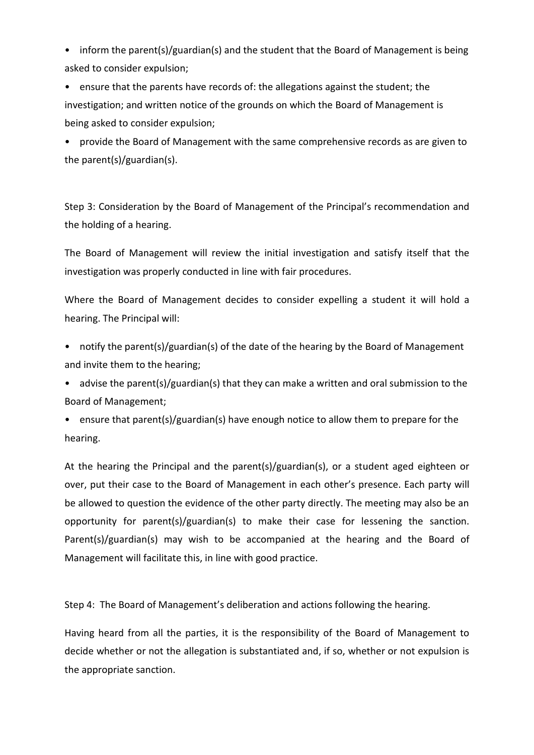- inform the parent(s)/guardian(s) and the student that the Board of Management is being asked to consider expulsion;
- ensure that the parents have records of: the allegations against the student; the investigation; and written notice of the grounds on which the Board of Management is being asked to consider expulsion;
- provide the Board of Management with the same comprehensive records as are given to the parent(s)/guardian(s).

Step 3: Consideration by the Board of Management of the Principal's recommendation and the holding of a hearing.

The Board of Management will review the initial investigation and satisfy itself that the investigation was properly conducted in line with fair procedures.

Where the Board of Management decides to consider expelling a student it will hold a hearing. The Principal will:

- notify the parent(s)/guardian(s) of the date of the hearing by the Board of Management and invite them to the hearing;
- advise the parent(s)/guardian(s) that they can make a written and oral submission to the Board of Management;
- ensure that parent(s)/guardian(s) have enough notice to allow them to prepare for the hearing.

At the hearing the Principal and the parent(s)/guardian(s), or a student aged eighteen or over, put their case to the Board of Management in each other's presence. Each party will be allowed to question the evidence of the other party directly. The meeting may also be an opportunity for parent(s)/guardian(s) to make their case for lessening the sanction. Parent(s)/guardian(s) may wish to be accompanied at the hearing and the Board of Management will facilitate this, in line with good practice.

Step 4: The Board of Management's deliberation and actions following the hearing.

Having heard from all the parties, it is the responsibility of the Board of Management to decide whether or not the allegation is substantiated and, if so, whether or not expulsion is the appropriate sanction.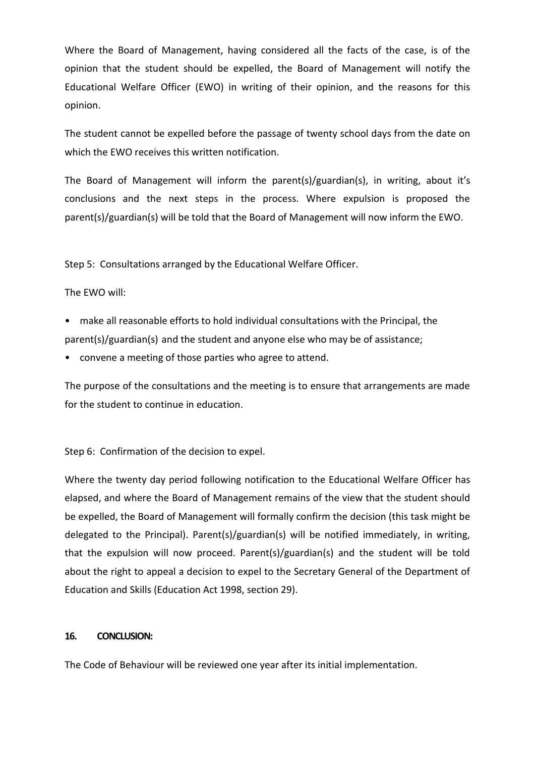Where the Board of Management, having considered all the facts of the case, is of the opinion that the student should be expelled, the Board of Management will notify the Educational Welfare Officer (EWO) in writing of their opinion, and the reasons for this opinion.

The student cannot be expelled before the passage of twenty school days from the date on which the EWO receives this written notification.

The Board of Management will inform the parent(s)/guardian(s), in writing, about it's conclusions and the next steps in the process. Where expulsion is proposed the parent(s)/guardian(s) will be told that the Board of Management will now inform the EWO.

Step 5: Consultations arranged by the Educational Welfare Officer.

The EWO will:

- make all reasonable efforts to hold individual consultations with the Principal, the parent(s)/guardian(s) and the student and anyone else who may be of assistance;
- convene a meeting of those parties who agree to attend.

The purpose of the consultations and the meeting is to ensure that arrangements are made for the student to continue in education.

Step 6: Confirmation of the decision to expel.

Where the twenty day period following notification to the Educational Welfare Officer has elapsed, and where the Board of Management remains of the view that the student should be expelled, the Board of Management will formally confirm the decision (this task might be delegated to the Principal). Parent(s)/guardian(s) will be notified immediately, in writing, that the expulsion will now proceed. Parent(s)/guardian(s) and the student will be told about the right to appeal a decision to expel to the Secretary General of the Department of Education and Skills (Education Act 1998, section 29).

## 16. CONCLUSION:

The Code of Behaviour will be reviewed one year after its initial implementation.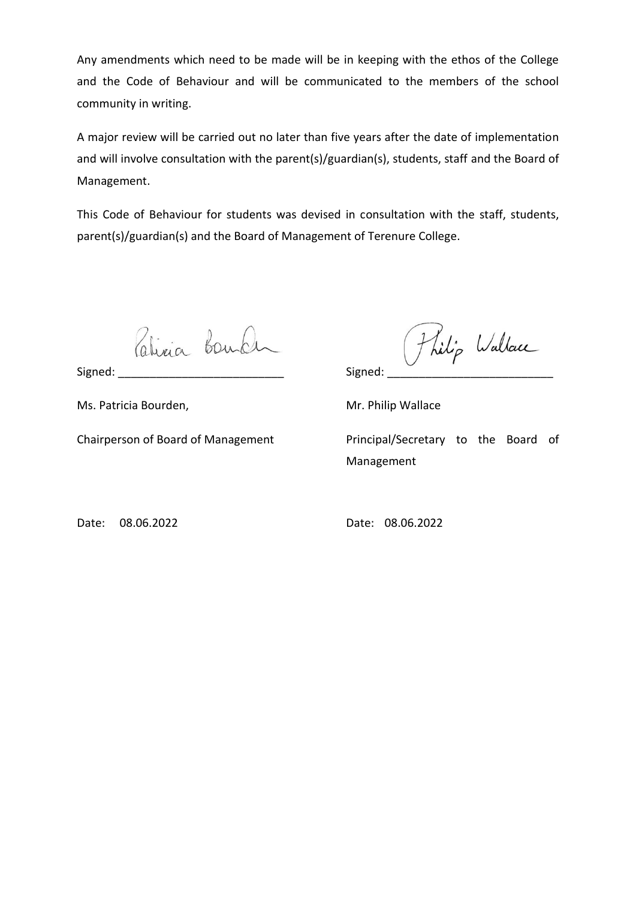Any amendments which need to be made will be in keeping with the ethos of the College and the Code of Behaviour and will be communicated to the members of the school community in writing.

A major review will be carried out no later than five years after the date of implementation and will involve consultation with the parent(s)/guardian(s), students, staff and the Board of Management.

This Code of Behaviour for students was devised in consultation with the staff, students, parent(s)/guardian(s) and the Board of Management of Terenure College.

Signed: ___________________________

Ms. Patricia Bourden,

Chairperson of Board of Management

Date: 08.06.2022

Signed: ___________________________

Mr. Philip Wallace

Principal/Secretary to the Board of Management

Date: 08.06.2022